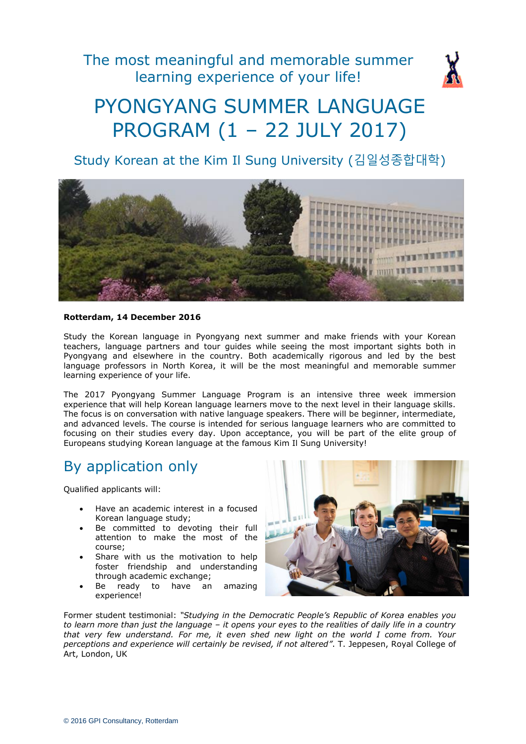The most meaningful and memorable summer learning experience of your life!

# PYONGYANG SUMMER LANGUAGE PROGRAM (1 – 22 JULY 2017)

## Study Korean at the Kim Il Sung University (김일성종합대학)

**Rotterdam, 14 December 2016**

Study the Korean language in Pyongyang next summer and make friends with your Korean teachers, language partners and tour guides while seeing the most important sights both in Pyongyang and elsewhere in the country. Both academically rigorous and led by the best language professors in North Korea, it will be the most meaningful and memorable summer learning experience of your life.

The 2017 Pyongyang Summer Language Program is an intensive three week immersion experience that will help Korean language learners move to the next level in their language skills. The focus is on conversation with native language speakers. There will be beginner, intermediate, and advanced levels. The course is intended for serious language learners who are committed to focusing on their studies every day. Upon acceptance, you will be part of the elite group of Europeans studying Korean language at the famous Kim Il Sung University!

## By application only

Qualified applicants will:

- Have an academic interest in a focused Korean language study;
- Be committed to devoting their full attention to make the most of the course;
- Share with us the motivation to help foster friendship and understanding through academic exchange;
- Be ready to have an amazing experience!

Former student testimonial: *"Studying in the Democratic People's Republic of Korea enables you to learn more than just the language – it opens your eyes to the realities of daily life in a country that very few understand. For me, it even shed new light on the world I come from. Your perceptions and experience will certainly be revised, if not altered"*. T. Jeppesen, Royal College of Art, London, UK

© 2016 GPI Consultancy, Rotterdam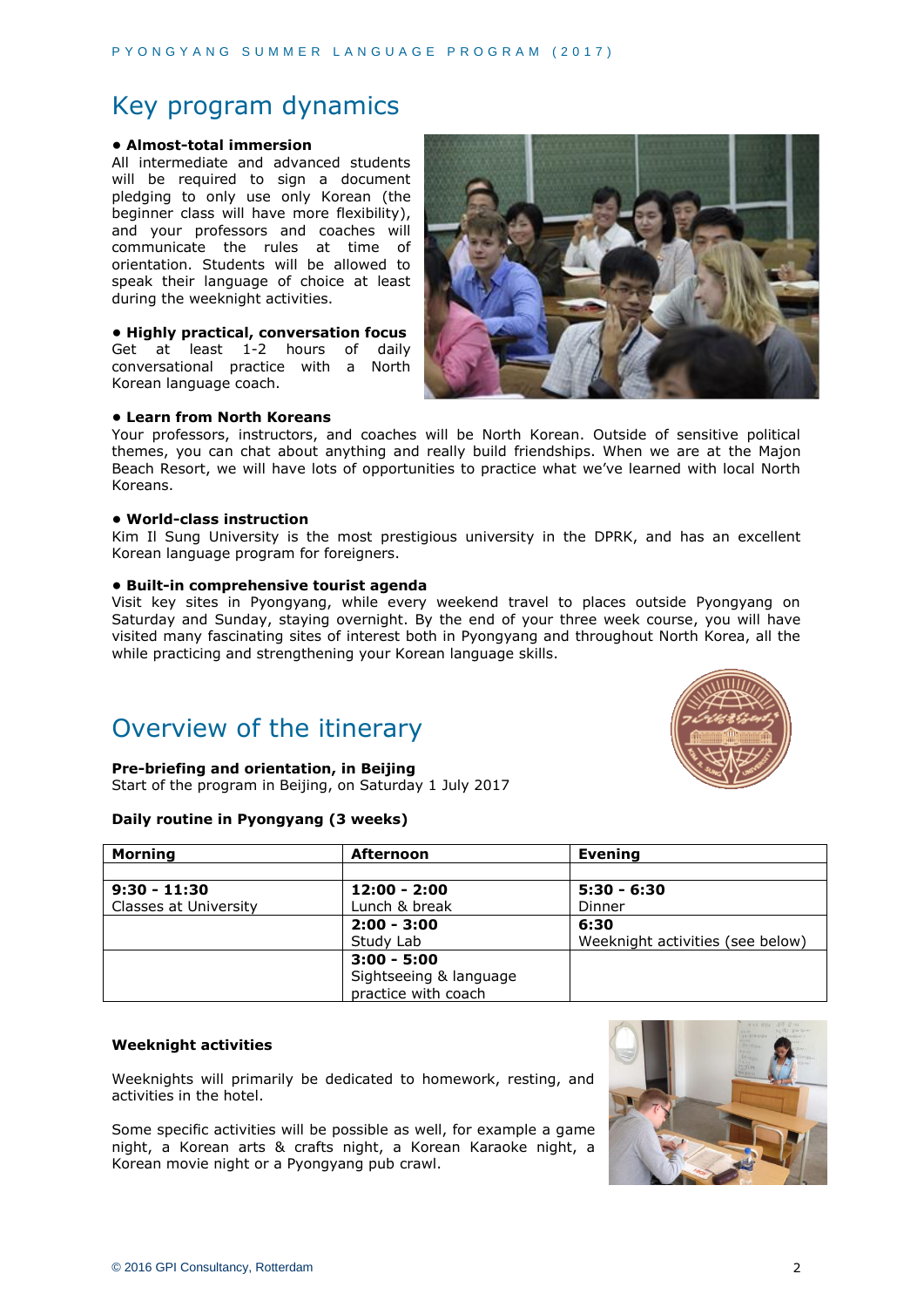# Key program dynamics

**• Almost-total immersion**
All intermediate and advanced students will be required to sign a document pledging to only use only Korean (the beginner class will have more flexibility), and your professors and coaches will communicate the rules at time of orientation. Students will be allowed to speak their language of choice at least during the weeknight activities.

**• Highly practical, conversation focus**
Get at least 1-2 hours of daily conversational practice with a North Korean language coach.

**• Learn from North Koreans**
Your professors, instructors, and coaches will be North Korean. Outside of sensitive political themes, you can chat about anything and really build friendships. When we are at the Majon Beach Resort, we will have lots of opportunities to practice what we've learned with local North Koreans.

**• World-class instruction**
Kim Il Sung University is the most prestigious university in the DPRK, and has an excellent Korean language program for foreigners.

**• Built-in comprehensive tourist agenda**
Visit key sites in Pyongyang, while every weekend travel to places outside Pyongyang on Saturday and Sunday, staying overnight. By the end of your three week course, you will have visited many fascinating sites of interest both in Pyongyang and throughout North Korea, all the while practicing and strengthening your Korean language skills.

# Overview of the itinerary

**Pre-briefing and orientation, in Beijing**
Start of the program in Beijing, on Saturday 1 July 2017

**Daily routine in Pyongyang (3 weeks)**

| Morning | Afternoon | Evening |
|---|---|---|
| | | |
| **9:30 - 11:30**<br>Classes at University | **12:00 - 2:00**<br>Lunch & break | **5:30 - 6:30**<br>Dinner |
| | **2:00 - 3:00**<br>Study Lab | **6:30**<br>Weeknight activities (see below) |
| | **3:00 - 5:00**<br>Sightseeing & language practice with coach | |

**Weeknight activities**

Weeknights will primarily be dedicated to homework, resting, and activities in the hotel.

Some specific activities will be possible as well, for example a game night, a Korean arts & crafts night, a Korean Karaoke night, a Korean movie night or a Pyongyang pub crawl.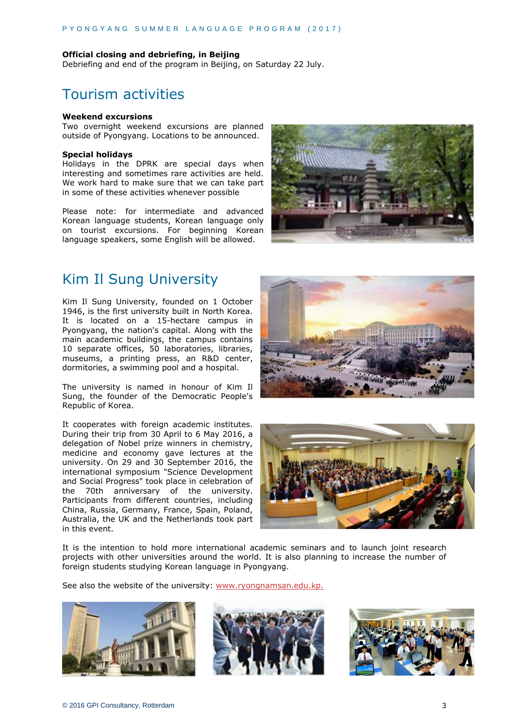**Official closing and debriefing, in Beijing**
Debriefing and end of the program in Beijing, on Saturday 22 July.

## Tourism activities

**Weekend excursions**
Two overnight weekend excursions are planned outside of Pyongyang. Locations to be announced.

**Special holidays**
Holidays in the DPRK are special days when interesting and sometimes rare activities are held. We work hard to make sure that we can take part in some of these activities whenever possible

Please note: for intermediate and advanced Korean language students, Korean language only on tourist excursions. For beginning Korean language speakers, some English will be allowed.

## Kim Il Sung University

Kim Il Sung University, founded on 1 October 1946, is the first university built in North Korea. It is located on a 15-hectare campus in Pyongyang, the nation's capital. Along with the main academic buildings, the campus contains 10 separate offices, 50 laboratories, libraries, museums, a printing press, an R&D center, dormitories, a swimming pool and a hospital.

The university is named in honour of Kim Il Sung, the founder of the Democratic People's Republic of Korea.

It cooperates with foreign academic institutes. During their trip from 30 April to 6 May 2016, a delegation of Nobel prize winners in chemistry, medicine and economy gave lectures at the university. On 29 and 30 September 2016, the international symposium "Science Development and Social Progress" took place in celebration of the 70th anniversary of the university. Participants from different countries, including China, Russia, Germany, France, Spain, Poland, Australia, the UK and the Netherlands took part in this event.

It is the intention to hold more international academic seminars and to launch joint research projects with other universities around the world. It is also planning to increase the number of foreign students studying Korean language in Pyongyang.

See also the website of the university: www.ryongnamsan.edu.kp.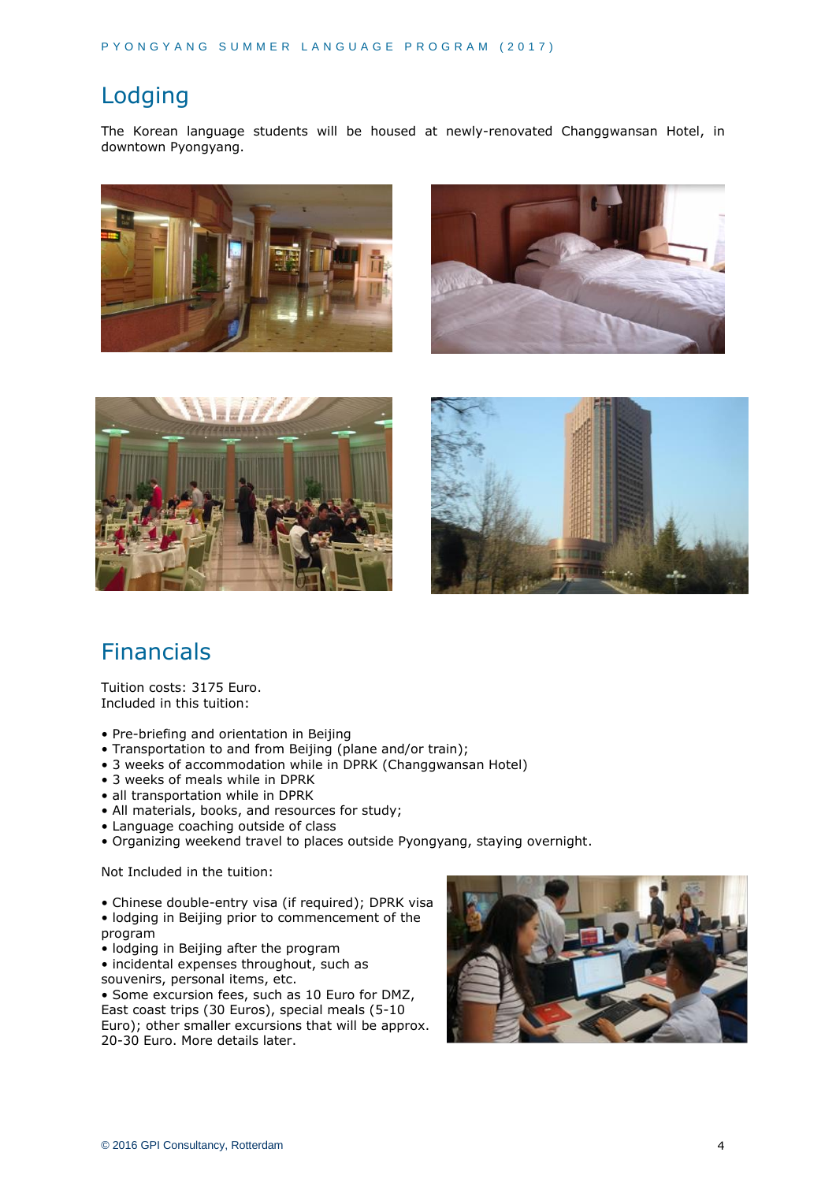## Lodging

The Korean language students will be housed at newly-renovated Changgwansan Hotel, in downtown Pyongyang.

## Financials

Tuition costs: 3175 Euro.
Included in this tuition:

- Pre-briefing and orientation in Beijing
- Transportation to and from Beijing (plane and/or train);
- 3 weeks of accommodation while in DPRK (Changgwansan Hotel)
- 3 weeks of meals while in DPRK
- all transportation while in DPRK
- All materials, books, and resources for study;
- Language coaching outside of class
- Organizing weekend travel to places outside Pyongyang, staying overnight.

Not Included in the tuition:

- Chinese double-entry visa (if required); DPRK visa
- lodging in Beijing prior to commencement of the program
- lodging in Beijing after the program
- incidental expenses throughout, such as souvenirs, personal items, etc.
- Some excursion fees, such as 10 Euro for DMZ, East coast trips (30 Euros), special meals (5-10 Euro); other smaller excursions that will be approx. 20-30 Euro. More details later.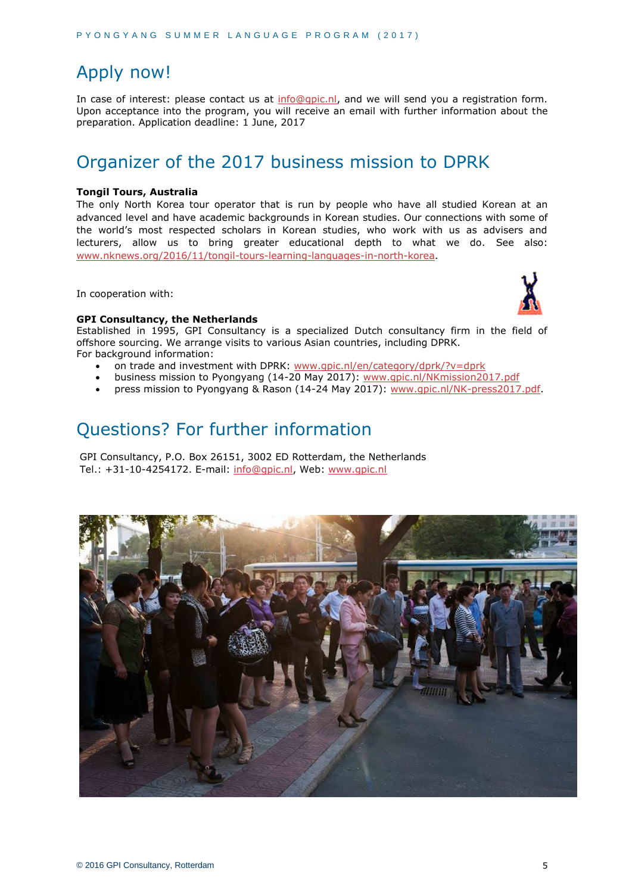## Apply now!

In case of interest: please contact us at info@gpic.nl, and we will send you a registration form. Upon acceptance into the program, you will receive an email with further information about the preparation. Application deadline: 1 June, 2017

## Organizer of the 2017 business mission to DPRK

**Tongil Tours, Australia**
The only North Korea tour operator that is run by people who have all studied Korean at an advanced level and have academic backgrounds in Korean studies. Our connections with some of the world's most respected scholars in Korean studies, who work with us as advisers and lecturers, allow us to bring greater educational depth to what we do. See also: www.nknews.org/2016/11/tongil-tours-learning-languages-in-north-korea.

In cooperation with:

**GPI Consultancy, the Netherlands**
Established in 1995, GPI Consultancy is a specialized Dutch consultancy firm in the field of offshore sourcing. We arrange visits to various Asian countries, including DPRK.
For background information:

- on trade and investment with DPRK: www.gpic.nl/en/category/dprk/?v=dprk
- business mission to Pyongyang (14-20 May 2017): www.gpic.nl/NKmission2017.pdf
- press mission to Pyongyang & Rason (14-24 May 2017): www.gpic.nl/NK-press2017.pdf.

## Questions? For further information

GPI Consultancy, P.O. Box 26151, 3002 ED Rotterdam, the Netherlands
Tel.: +31-10-4254172. E-mail: info@gpic.nl, Web: www.gpic.nl